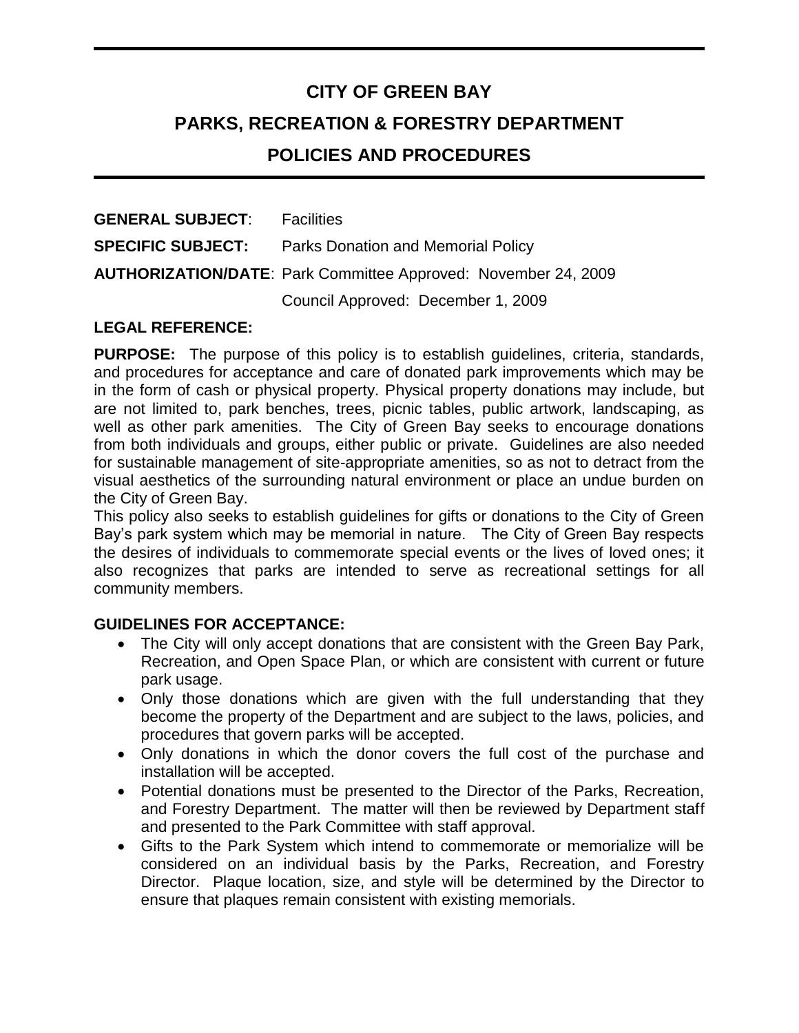# CITY OF GREEN BAY

# PARKS, RECREATION & FORESTRY DEPARTMENT

# POLICIES AND PROCEDURES

**GENERAL SUBJECT**: Facilities

**SPECIFIC SUBJECT:** Parks Donation and Memorial Policy

**AUTHORIZATION/DATE**: Park Committee Approved: November 24, 2009

Council Approved: December 1, 2009

**LEGAL REFERENCE:**

**PURPOSE:** The purpose of this policy is to establish guidelines, criteria, standards, and procedures for acceptance and care of donated park improvements which may be in the form of cash or physical property. Physical property donations may include, but are not limited to, park benches, trees, picnic tables, public artwork, landscaping, as well as other park amenities. The City of Green Bay seeks to encourage donations from both individuals and groups, either public or private. Guidelines are also needed for sustainable management of site-appropriate amenities, so as not to detract from the visual aesthetics of the surrounding natural environment or place an undue burden on the City of Green Bay.

This policy also seeks to establish guidelines for gifts or donations to the City of Green Bay's park system which may be memorial in nature. The City of Green Bay respects the desires of individuals to commemorate special events or the lives of loved ones; it also recognizes that parks are intended to serve as recreational settings for all community members.

**GUIDELINES FOR ACCEPTANCE:**

- The City will only accept donations that are consistent with the Green Bay Park, Recreation, and Open Space Plan, or which are consistent with current or future park usage.
- Only those donations which are given with the full understanding that they become the property of the Department and are subject to the laws, policies, and procedures that govern parks will be accepted.
- Only donations in which the donor covers the full cost of the purchase and installation will be accepted.
- Potential donations must be presented to the Director of the Parks, Recreation, and Forestry Department. The matter will then be reviewed by Department staff and presented to the Park Committee with staff approval.
- Gifts to the Park System which intend to commemorate or memorialize will be considered on an individual basis by the Parks, Recreation, and Forestry Director. Plaque location, size, and style will be determined by the Director to ensure that plaques remain consistent with existing memorials.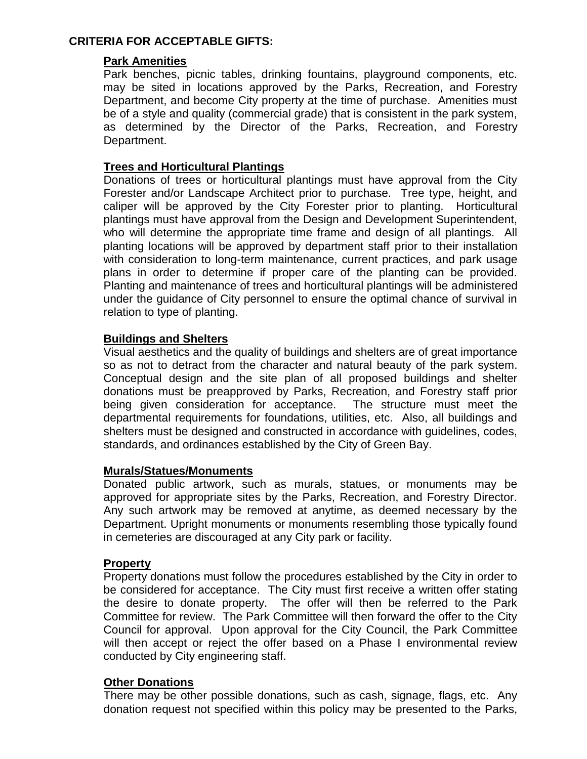## CRITERIA FOR ACCEPTABLE GIFTS:

### Park Amenities

Park benches, picnic tables, drinking fountains, playground components, etc. may be sited in locations approved by the Parks, Recreation, and Forestry Department, and become City property at the time of purchase. Amenities must be of a style and quality (commercial grade) that is consistent in the park system, as determined by the Director of the Parks, Recreation, and Forestry Department.

### Trees and Horticultural Plantings

Donations of trees or horticultural plantings must have approval from the City Forester and/or Landscape Architect prior to purchase. Tree type, height, and caliper will be approved by the City Forester prior to planting. Horticultural plantings must have approval from the Design and Development Superintendent, who will determine the appropriate time frame and design of all plantings. All planting locations will be approved by department staff prior to their installation with consideration to long-term maintenance, current practices, and park usage plans in order to determine if proper care of the planting can be provided. Planting and maintenance of trees and horticultural plantings will be administered under the guidance of City personnel to ensure the optimal chance of survival in relation to type of planting.

### Buildings and Shelters

Visual aesthetics and the quality of buildings and shelters are of great importance so as not to detract from the character and natural beauty of the park system. Conceptual design and the site plan of all proposed buildings and shelter donations must be preapproved by Parks, Recreation, and Forestry staff prior being given consideration for acceptance. The structure must meet the departmental requirements for foundations, utilities, etc. Also, all buildings and shelters must be designed and constructed in accordance with guidelines, codes, standards, and ordinances established by the City of Green Bay.

### Murals/Statues/Monuments

Donated public artwork, such as murals, statues, or monuments may be approved for appropriate sites by the Parks, Recreation, and Forestry Director. Any such artwork may be removed at anytime, as deemed necessary by the Department. Upright monuments or monuments resembling those typically found in cemeteries are discouraged at any City park or facility.

### Property

Property donations must follow the procedures established by the City in order to be considered for acceptance. The City must first receive a written offer stating the desire to donate property. The offer will then be referred to the Park Committee for review. The Park Committee will then forward the offer to the City Council for approval. Upon approval for the City Council, the Park Committee will then accept or reject the offer based on a Phase I environmental review conducted by City engineering staff.

### Other Donations

There may be other possible donations, such as cash, signage, flags, etc. Any donation request not specified within this policy may be presented to the Parks,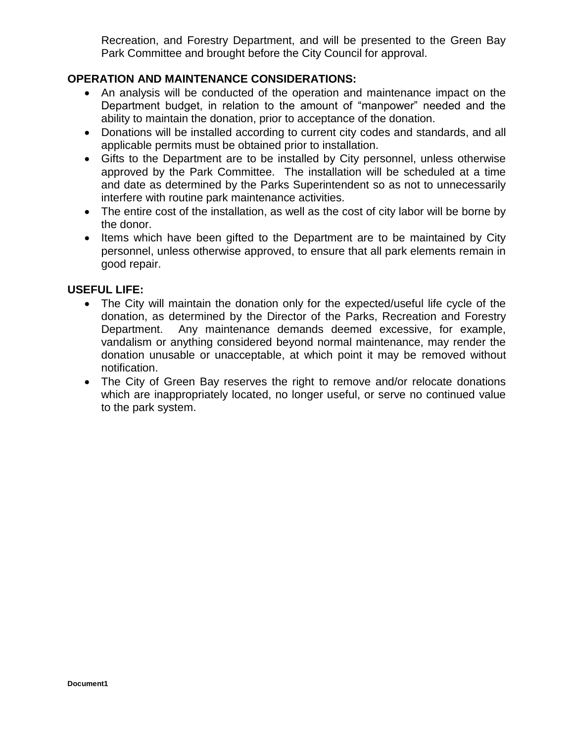Recreation, and Forestry Department, and will be presented to the Green Bay Park Committee and brought before the City Council for approval.

**OPERATION AND MAINTENANCE CONSIDERATIONS:**

- An analysis will be conducted of the operation and maintenance impact on the Department budget, in relation to the amount of "manpower" needed and the ability to maintain the donation, prior to acceptance of the donation.
- Donations will be installed according to current city codes and standards, and all applicable permits must be obtained prior to installation.
- Gifts to the Department are to be installed by City personnel, unless otherwise approved by the Park Committee. The installation will be scheduled at a time and date as determined by the Parks Superintendent so as not to unnecessarily interfere with routine park maintenance activities.
- The entire cost of the installation, as well as the cost of city labor will be borne by the donor.
- Items which have been gifted to the Department are to be maintained by City personnel, unless otherwise approved, to ensure that all park elements remain in good repair.

**USEFUL LIFE:**

- The City will maintain the donation only for the expected/useful life cycle of the donation, as determined by the Director of the Parks, Recreation and Forestry Department. Any maintenance demands deemed excessive, for example, vandalism or anything considered beyond normal maintenance, may render the donation unusable or unacceptable, at which point it may be removed without notification.
- The City of Green Bay reserves the right to remove and/or relocate donations which are inappropriately located, no longer useful, or serve no continued value to the park system.